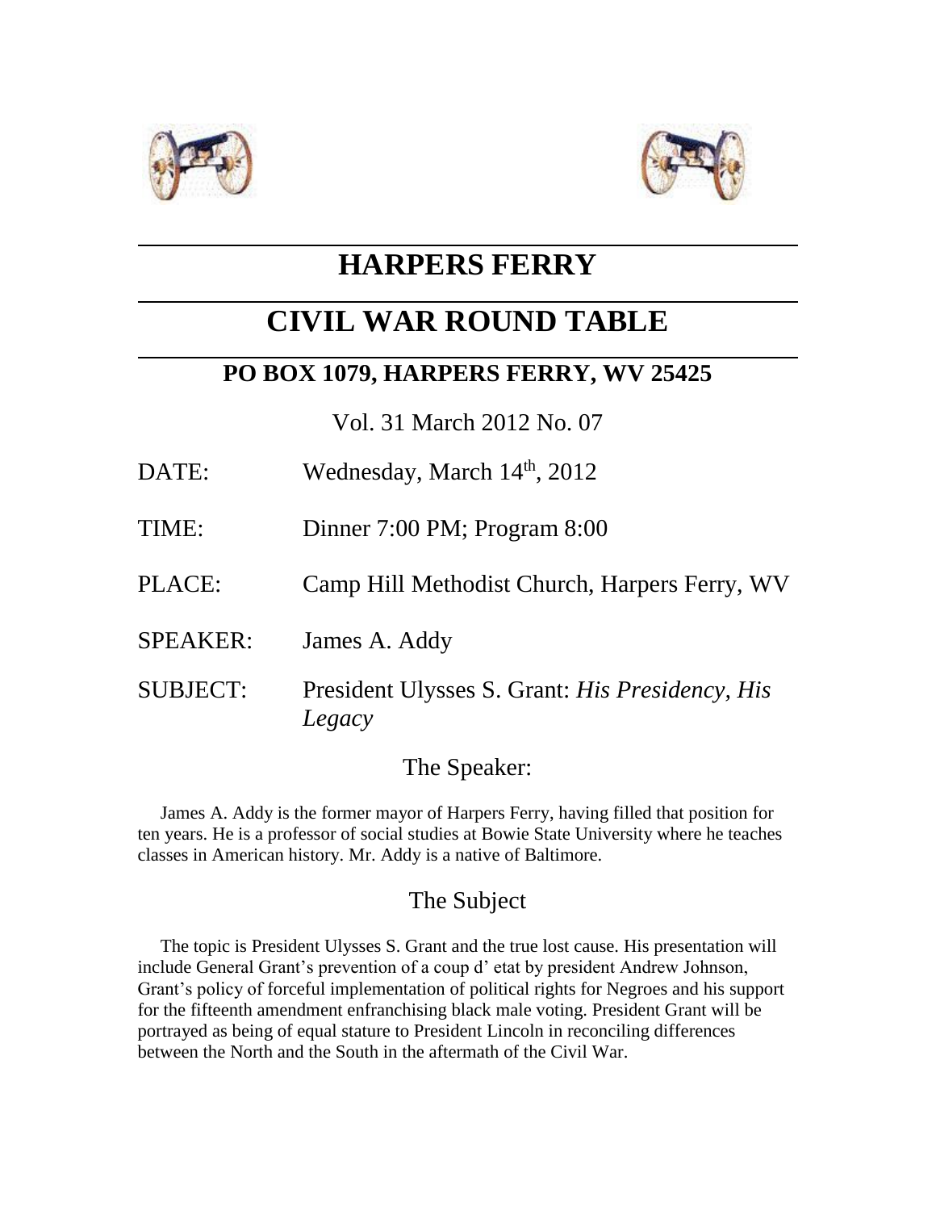# HARPERS FERRY

# CIVIL WAR ROUND TABLE

## PO BOX 1079, HARPERS FERRY, WV 25425

Vol. 31 March 2012 No. 07

DATE: Wednesday, March 14th, 2012

TIME: Dinner 7:00 PM; Program 8:00

PLACE: Camp Hill Methodist Church, Harpers Ferry, WV

SPEAKER: James A. Addy

SUBJECT: President Ulysses S. Grant: *His Presidency, His Legacy*

## The Speaker:

James A. Addy is the former mayor of Harpers Ferry, having filled that position for ten years. He is a professor of social studies at Bowie State University where he teaches classes in American history. Mr. Addy is a native of Baltimore.

## The Subject

The topic is President Ulysses S. Grant and the true lost cause. His presentation will include General Grant's prevention of a coup d' etat by president Andrew Johnson, Grant's policy of forceful implementation of political rights for Negroes and his support for the fifteenth amendment enfranchising black male voting. President Grant will be portrayed as being of equal stature to President Lincoln in reconciling differences between the North and the South in the aftermath of the Civil War.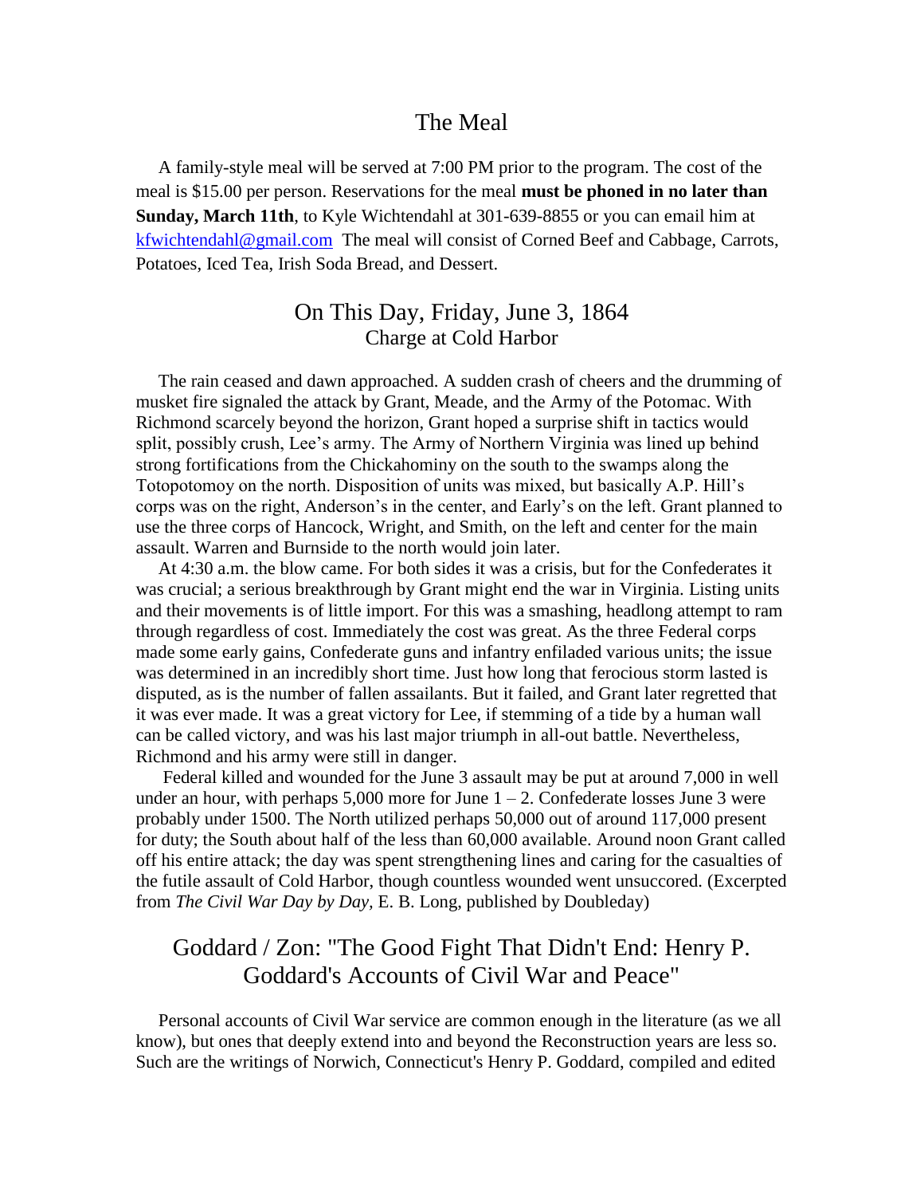## The Meal

A family-style meal will be served at 7:00 PM prior to the program. The cost of the meal is $15.00 per person. Reservations for the meal **must be phoned in no later than Sunday, March 11th**, to Kyle Wichtendahl at 301-639-8855 or you can email him at kfwichtendahl@gmail.com The meal will consist of Corned Beef and Cabbage, Carrots, Potatoes, Iced Tea, Irish Soda Bread, and Dessert.

## On This Day, Friday, June 3, 1864
### Charge at Cold Harbor

The rain ceased and dawn approached. A sudden crash of cheers and the drumming of musket fire signaled the attack by Grant, Meade, and the Army of the Potomac. With Richmond scarcely beyond the horizon, Grant hoped a surprise shift in tactics would split, possibly crush, Lee's army. The Army of Northern Virginia was lined up behind strong fortifications from the Chickahominy on the south to the swamps along the Totopotomoy on the north. Disposition of units was mixed, but basically A.P. Hill's corps was on the right, Anderson's in the center, and Early's on the left. Grant planned to use the three corps of Hancock, Wright, and Smith, on the left and center for the main assault. Warren and Burnside to the north would join later.

At 4:30 a.m. the blow came. For both sides it was a crisis, but for the Confederates it was crucial; a serious breakthrough by Grant might end the war in Virginia. Listing units and their movements is of little import. For this was a smashing, headlong attempt to ram through regardless of cost. Immediately the cost was great. As the three Federal corps made some early gains, Confederate guns and infantry enfiladed various units; the issue was determined in an incredibly short time. Just how long that ferocious storm lasted is disputed, as is the number of fallen assailants. But it failed, and Grant later regretted that it was ever made. It was a great victory for Lee, if stemming of a tide by a human wall can be called victory, and was his last major triumph in all-out battle. Nevertheless, Richmond and his army were still in danger.

Federal killed and wounded for the June 3 assault may be put at around 7,000 in well under an hour, with perhaps 5,000 more for June 1 – 2. Confederate losses June 3 were probably under 1500. The North utilized perhaps 50,000 out of around 117,000 present for duty; the South about half of the less than 60,000 available. Around noon Grant called off his entire attack; the day was spent strengthening lines and caring for the casualties of the futile assault of Cold Harbor, though countless wounded went unsuccored. (Excerpted from *The Civil War Day by Day*, E. B. Long, published by Doubleday)

## Goddard / Zon: "The Good Fight That Didn't End: Henry P. Goddard's Accounts of Civil War and Peace"

Personal accounts of Civil War service are common enough in the literature (as we all know), but ones that deeply extend into and beyond the Reconstruction years are less so. Such are the writings of Norwich, Connecticut's Henry P. Goddard, compiled and edited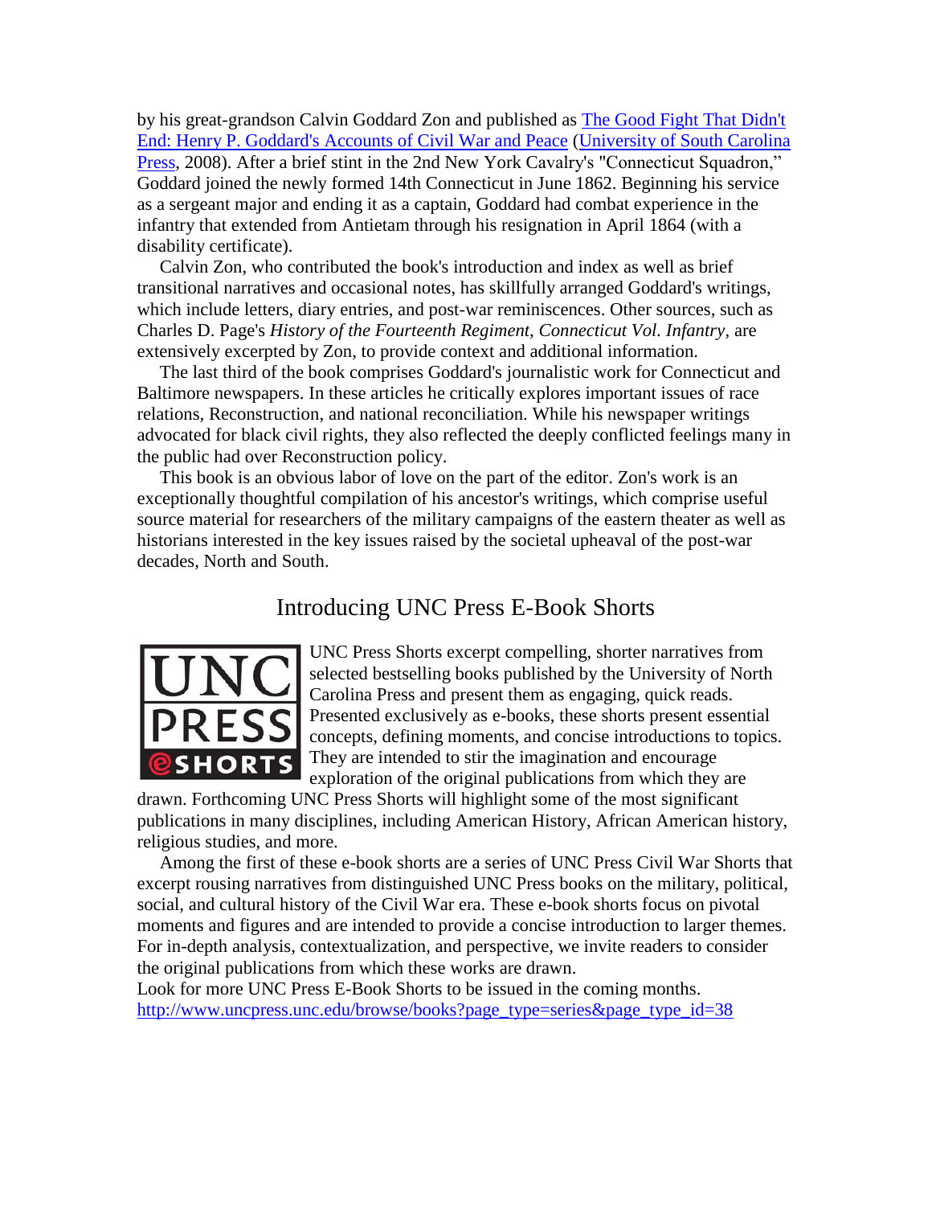by his great-grandson Calvin Goddard Zon and published as [The Good Fight That Didn't End: Henry P. Goddard's Accounts of Civil War and Peace]() ([University of South Carolina Press](), 2008). After a brief stint in the 2nd New York Cavalry's "Connecticut Squadron," Goddard joined the newly formed 14th Connecticut in June 1862. Beginning his service as a sergeant major and ending it as a captain, Goddard had combat experience in the infantry that extended from Antietam through his resignation in April 1864 (with a disability certificate).

Calvin Zon, who contributed the book's introduction and index as well as brief transitional narratives and occasional notes, has skillfully arranged Goddard's writings, which include letters, diary entries, and post-war reminiscences. Other sources, such as Charles D. Page's *History of the Fourteenth Regiment, Connecticut Vol. Infantry*, are extensively excerpted by Zon, to provide context and additional information.

The last third of the book comprises Goddard's journalistic work for Connecticut and Baltimore newspapers. In these articles he critically explores important issues of race relations, Reconstruction, and national reconciliation. While his newspaper writings advocated for black civil rights, they also reflected the deeply conflicted feelings many in the public had over Reconstruction policy.

This book is an obvious labor of love on the part of the editor. Zon's work is an exceptionally thoughtful compilation of his ancestor's writings, which comprise useful source material for researchers of the military campaigns of the eastern theater as well as historians interested in the key issues raised by the societal upheaval of the post-war decades, North and South.

## Introducing UNC Press E-Book Shorts

UNC Press Shorts excerpt compelling, shorter narratives from selected bestselling books published by the University of North Carolina Press and present them as engaging, quick reads. Presented exclusively as e-books, these shorts present essential concepts, defining moments, and concise introductions to topics. They are intended to stir the imagination and encourage exploration of the original publications from which they are drawn. Forthcoming UNC Press Shorts will highlight some of the most significant publications in many disciplines, including American History, African American history, religious studies, and more.

Among the first of these e-book shorts are a series of UNC Press Civil War Shorts that excerpt rousing narratives from distinguished UNC Press books on the military, political, social, and cultural history of the Civil War era. These e-book shorts focus on pivotal moments and figures and are intended to provide a concise introduction to larger themes. For in-depth analysis, contextualization, and perspective, we invite readers to consider the original publications from which these works are drawn.

Look for more UNC Press E-Book Shorts to be issued in the coming months.
http://www.uncpress.unc.edu/browse/books?page_type=series&page_type_id=38